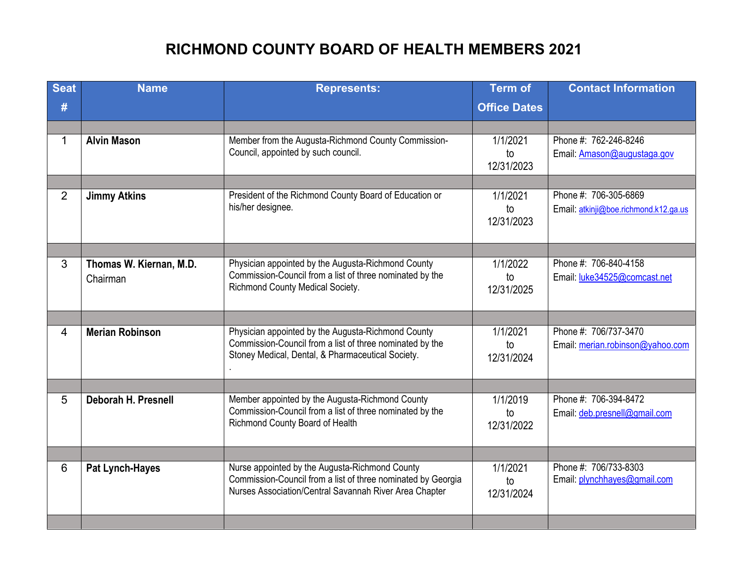# RICHMOND COUNTY BOARD OF HEALTH MEMBERS 2021

| Seat # | Name | Represents: | Term of Office Dates | Contact Information |
|---|---|---|---|---|
| 1 | **Alvin Mason** | Member from the Augusta-Richmond County Commission-Council, appointed by such council. | 1/1/2021 to 12/31/2023 | Phone #: 762-246-8246 Email: Amason@augustaga.gov |
| 2 | **Jimmy Atkins** | President of the Richmond County Board of Education or his/her designee. | 1/1/2021 to 12/31/2023 | Phone #: 706-305-6869 Email: atkinji@boe.richmond.k12.ga.us |
| 3 | **Thomas W. Kiernan, M.D.** Chairman | Physician appointed by the Augusta-Richmond County Commission-Council from a list of three nominated by the Richmond County Medical Society. | 1/1/2022 to 12/31/2025 | Phone #: 706-840-4158 Email: luke34525@comcast.net |
| 4 | **Merian Robinson** | Physician appointed by the Augusta-Richmond County Commission-Council from a list of three nominated by the Stoney Medical, Dental, & Pharmaceutical Society. . | 1/1/2021 to 12/31/2024 | Phone #: 706/737-3470 Email: merian.robinson@yahoo.com |
| 5 | **Deborah H. Presnell** | Member appointed by the Augusta-Richmond County Commission-Council from a list of three nominated by the Richmond County Board of Health | 1/1/2019 to 12/31/2022 | Phone #: 706-394-8472 Email: deb.presnell@gmail.com |
| 6 | **Pat Lynch-Hayes** | Nurse appointed by the Augusta-Richmond County Commission-Council from a list of three nominated by Georgia Nurses Association/Central Savannah River Area Chapter | 1/1/2021 to 12/31/2024 | Phone #: 706/733-8303 Email: plynchhayes@gmail.com |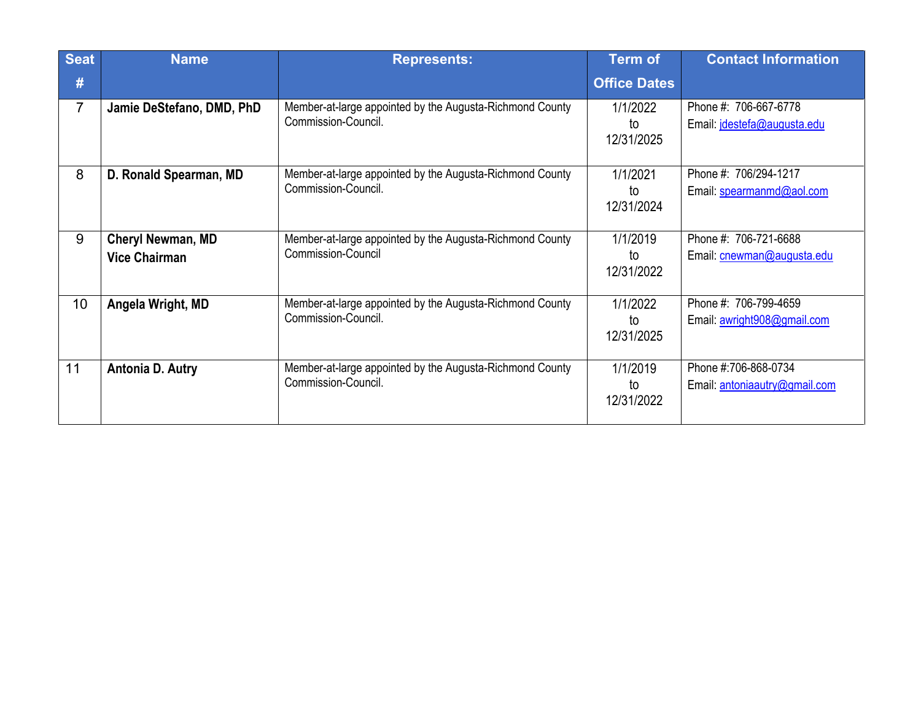| Seat # | Name | Represents: | Term of Office Dates | Contact Information |
|---|---|---|---|---|
| 7 | **Jamie DeStefano, DMD, PhD** | Member-at-large appointed by the Augusta-Richmond County Commission-Council. | 1/1/2022 to 12/31/2025 | Phone #: 706-667-6778 Email: jdestefa@augusta.edu |
| 8 | **D. Ronald Spearman, MD** | Member-at-large appointed by the Augusta-Richmond County Commission-Council. | 1/1/2021 to 12/31/2024 | Phone #: 706/294-1217 Email: spearmanmd@aol.com |
| 9 | **Cheryl Newman, MD Vice Chairman** | Member-at-large appointed by the Augusta-Richmond County Commission-Council | 1/1/2019 to 12/31/2022 | Phone #: 706-721-6688 Email: cnewman@augusta.edu |
| 10 | **Angela Wright, MD** | Member-at-large appointed by the Augusta-Richmond County Commission-Council. | 1/1/2022 to 12/31/2025 | Phone #: 706-799-4659 Email: awright908@gmail.com |
| 11 | **Antonia D. Autry** | Member-at-large appointed by the Augusta-Richmond County Commission-Council. | 1/1/2019 to 12/31/2022 | Phone #:706-868-0734 Email: antoniaautry@gmail.com |